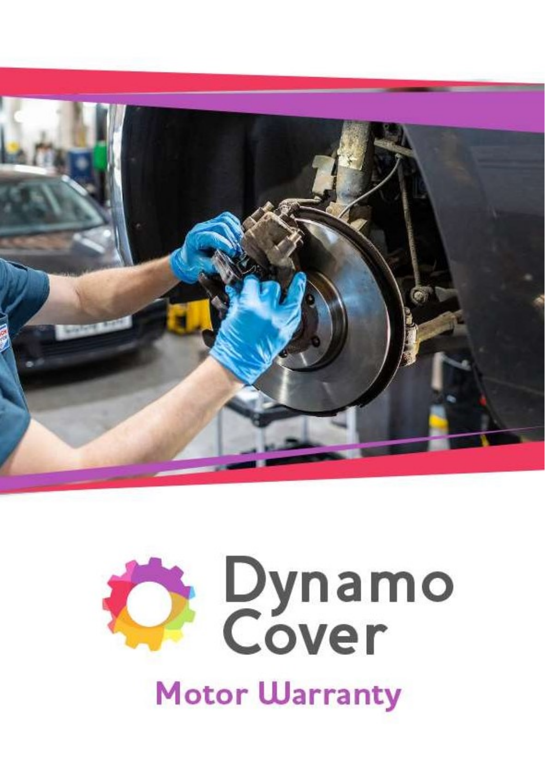# Dynamo Cover

## Motor Warranty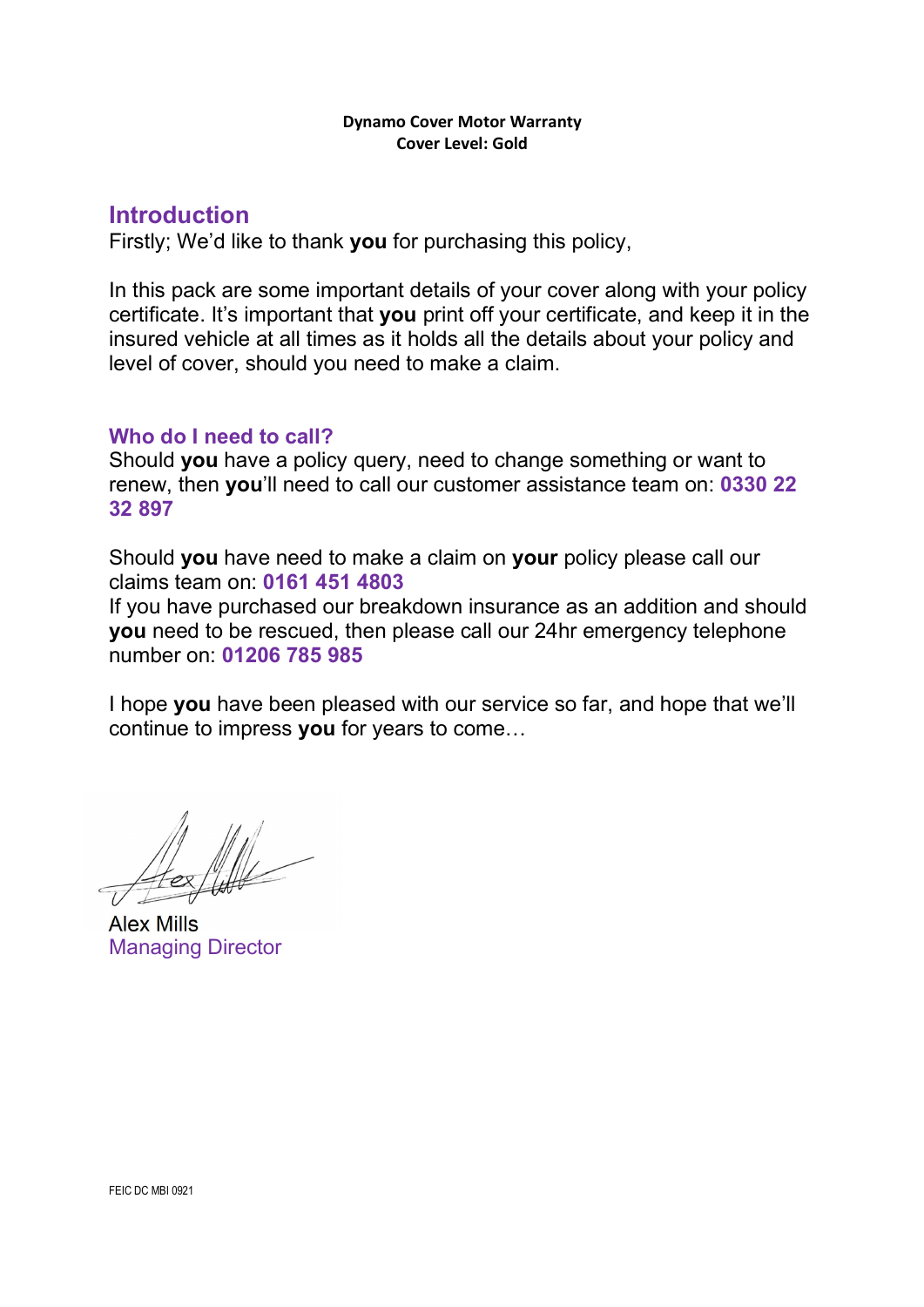**Dynamo Cover Motor Warranty**
**Cover Level: Gold**

## Introduction

Firstly; We'd like to thank **you** for purchasing this policy,

In this pack are some important details of your cover along with your policy certificate. It's important that **you** print off your certificate, and keep it in the insured vehicle at all times as it holds all the details about your policy and level of cover, should you need to make a claim.

### Who do I need to call?

Should **you** have a policy query, need to change something or want to renew, then **you**'ll need to call our customer assistance team on: **0330 22 32 897**

Should **you** have need to make a claim on **your** policy please call our claims team on: **0161 451 4803**
If you have purchased our breakdown insurance as an addition and should **you** need to be rescued, then please call our 24hr emergency telephone number on: **01206 785 985**

I hope **you** have been pleased with our service so far, and hope that we'll continue to impress **you** for years to come…

Alex Mills
Managing Director

FEIC DC MBI 0921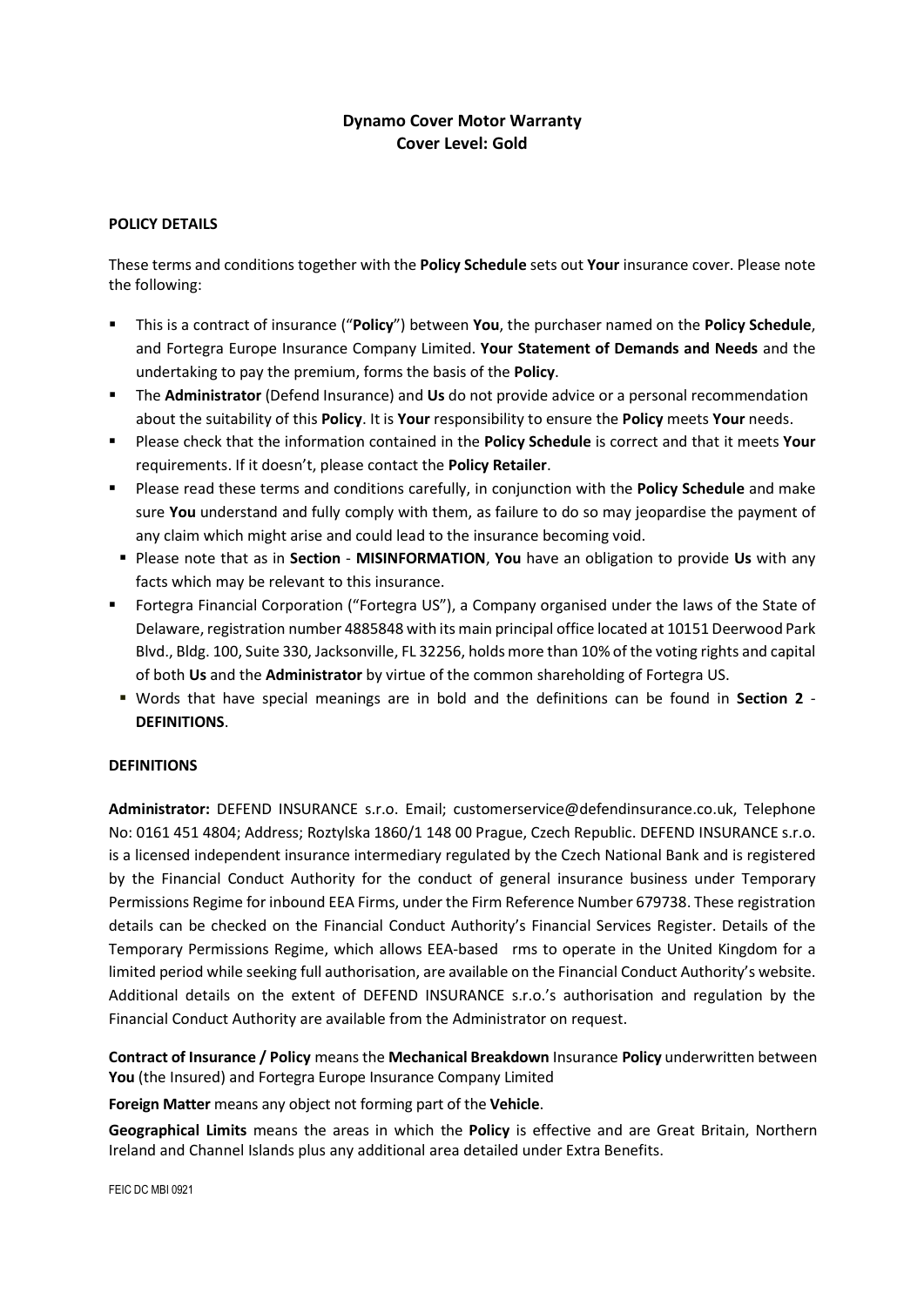**Dynamo Cover Motor Warranty**
**Cover Level: Gold**

**POLICY DETAILS**

These terms and conditions together with the **Policy Schedule** sets out **Your** insurance cover. Please note the following:

- This is a contract of insurance ("**Policy**") between **You**, the purchaser named on the **Policy Schedule**, and Fortegra Europe Insurance Company Limited. **Your Statement of Demands and Needs** and the undertaking to pay the premium, forms the basis of the **Policy**.
- The **Administrator** (Defend Insurance) and **Us** do not provide advice or a personal recommendation about the suitability of this **Policy**. It is **Your** responsibility to ensure the **Policy** meets **Your** needs.
- Please check that the information contained in the **Policy Schedule** is correct and that it meets **Your** requirements. If it doesn't, please contact the **Policy Retailer**.
- Please read these terms and conditions carefully, in conjunction with the **Policy Schedule** and make sure **You** understand and fully comply with them, as failure to do so may jeopardise the payment of any claim which might arise and could lead to the insurance becoming void.
- Please note that as in **Section** - **MISINFORMATION**, **You** have an obligation to provide **Us** with any facts which may be relevant to this insurance.
- Fortegra Financial Corporation ("Fortegra US"), a Company organised under the laws of the State of Delaware, registration number 4885848 with its main principal office located at 10151 Deerwood Park Blvd., Bldg. 100, Suite 330, Jacksonville, FL 32256, holds more than 10% of the voting rights and capital of both **Us** and the **Administrator** by virtue of the common shareholding of Fortegra US.
- Words that have special meanings are in bold and the definitions can be found in **Section 2** - **DEFINITIONS**.

**DEFINITIONS**

**Administrator:** DEFEND INSURANCE s.r.o. Email; customerservice@defendinsurance.co.uk, Telephone No: 0161 451 4804; Address; Roztylska 1860/1 148 00 Prague, Czech Republic. DEFEND INSURANCE s.r.o. is a licensed independent insurance intermediary regulated by the Czech National Bank and is registered by the Financial Conduct Authority for the conduct of general insurance business under Temporary Permissions Regime for inbound EEA Firms, under the Firm Reference Number 679738. These registration details can be checked on the Financial Conduct Authority's Financial Services Register. Details of the Temporary Permissions Regime, which allows EEA-based rms to operate in the United Kingdom for a limited period while seeking full authorisation, are available on the Financial Conduct Authority's website. Additional details on the extent of DEFEND INSURANCE s.r.o.'s authorisation and regulation by the Financial Conduct Authority are available from the Administrator on request.

**Contract of Insurance / Policy** means the **Mechanical Breakdown** Insurance **Policy** underwritten between **You** (the Insured) and Fortegra Europe Insurance Company Limited

**Foreign Matter** means any object not forming part of the **Vehicle**.

**Geographical Limits** means the areas in which the **Policy** is effective and are Great Britain, Northern Ireland and Channel Islands plus any additional area detailed under Extra Benefits.

FEIC DC MBI 0921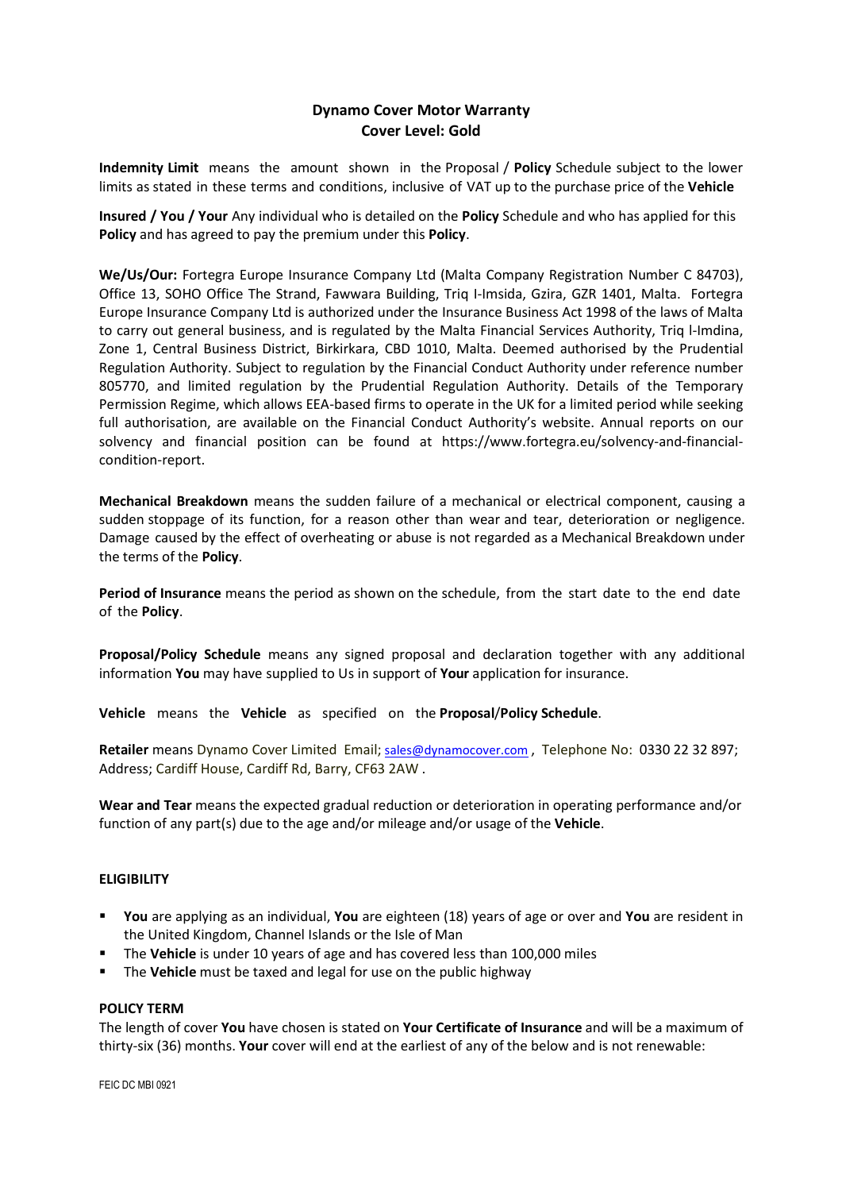## Dynamo Cover Motor Warranty
## Cover Level: Gold

**Indemnity Limit** means the amount shown in the Proposal / **Policy** Schedule subject to the lower limits as stated in these terms and conditions, inclusive of VAT up to the purchase price of the **Vehicle**

**Insured / You / Your** Any individual who is detailed on the **Policy** Schedule and who has applied for this **Policy** and has agreed to pay the premium under this **Policy**.

**We/Us/Our:** Fortegra Europe Insurance Company Ltd (Malta Company Registration Number C 84703), Office 13, SOHO Office The Strand, Fawwara Building, Triq l-Imsida, Gzira, GZR 1401, Malta. Fortegra Europe Insurance Company Ltd is authorized under the Insurance Business Act 1998 of the laws of Malta to carry out general business, and is regulated by the Malta Financial Services Authority, Triq l-Imdina, Zone 1, Central Business District, Birkirkara, CBD 1010, Malta. Deemed authorised by the Prudential Regulation Authority. Subject to regulation by the Financial Conduct Authority under reference number 805770, and limited regulation by the Prudential Regulation Authority. Details of the Temporary Permission Regime, which allows EEA-based firms to operate in the UK for a limited period while seeking full authorisation, are available on the Financial Conduct Authority's website. Annual reports on our solvency and financial position can be found at https://www.fortegra.eu/solvency-and-financial-condition-report.

**Mechanical Breakdown** means the sudden failure of a mechanical or electrical component, causing a sudden stoppage of its function, for a reason other than wear and tear, deterioration or negligence. Damage caused by the effect of overheating or abuse is not regarded as a Mechanical Breakdown under the terms of the **Policy**.

**Period of Insurance** means the period as shown on the schedule, from the start date to the end date of the **Policy**.

**Proposal/Policy Schedule** means any signed proposal and declaration together with any additional information **You** may have supplied to Us in support of **Your** application for insurance.

**Vehicle** means the **Vehicle** as specified on the **Proposal**/**Policy Schedule**.

**Retailer** means Dynamo Cover Limited Email; sales@dynamocover.com , Telephone No: 0330 22 32 897; Address; Cardiff House, Cardiff Rd, Barry, CF63 2AW .

**Wear and Tear** means the expected gradual reduction or deterioration in operating performance and/or function of any part(s) due to the age and/or mileage and/or usage of the **Vehicle**.

### ELIGIBILITY

- **You** are applying as an individual, **You** are eighteen (18) years of age or over and **You** are resident in the United Kingdom, Channel Islands or the Isle of Man
- The **Vehicle** is under 10 years of age and has covered less than 100,000 miles
- The **Vehicle** must be taxed and legal for use on the public highway

### POLICY TERM

The length of cover **You** have chosen is stated on **Your Certificate of Insurance** and will be a maximum of thirty-six (36) months. **Your** cover will end at the earliest of any of the below and is not renewable: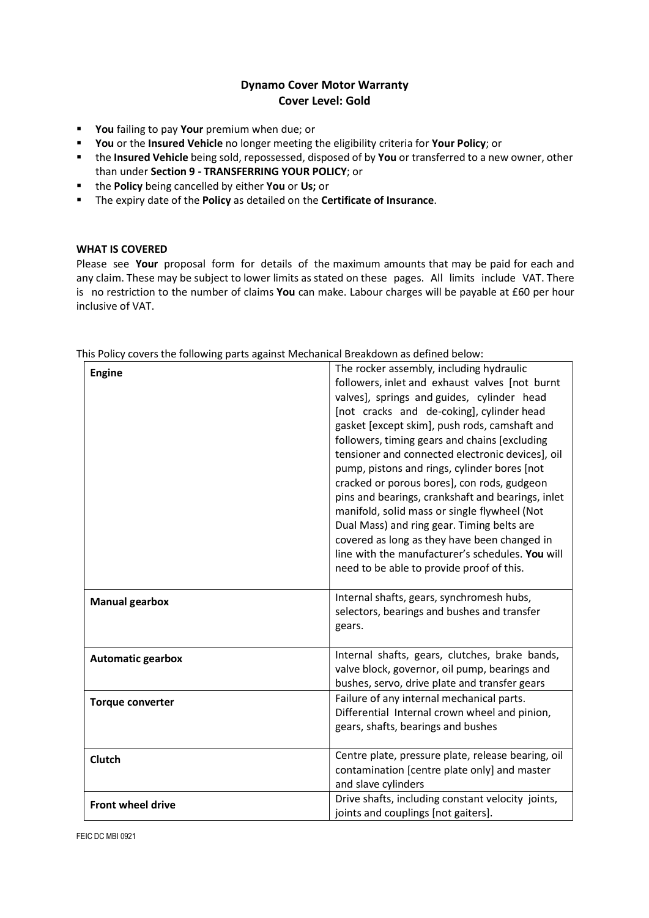**Dynamo Cover Motor Warranty**
**Cover Level: Gold**

- **You** failing to pay **Your** premium when due; or
- **You** or the **Insured Vehicle** no longer meeting the eligibility criteria for **Your Policy**; or
- the **Insured Vehicle** being sold, repossessed, disposed of by **You** or transferred to a new owner, other than under **Section 9 - TRANSFERRING YOUR POLICY**; or
- the **Policy** being cancelled by either **You** or **Us;** or
- The expiry date of the **Policy** as detailed on the **Certificate of Insurance**.

**WHAT IS COVERED**

Please see **Your** proposal form for details of the maximum amounts that may be paid for each and any claim. These may be subject to lower limits as stated on these pages. All limits include VAT. There is no restriction to the number of claims **You** can make. Labour charges will be payable at £60 per hour inclusive of VAT.

This Policy covers the following parts against Mechanical Breakdown as defined below:

| | |
|---|---|
| **Engine** | The rocker assembly, including hydraulic followers, inlet and exhaust valves [not burnt valves], springs and guides, cylinder head [not cracks and de-coking], cylinder head gasket [except skim], push rods, camshaft and followers, timing gears and chains [excluding tensioner and connected electronic devices], oil pump, pistons and rings, cylinder bores [not cracked or porous bores], con rods, gudgeon pins and bearings, crankshaft and bearings, inlet manifold, solid mass or single flywheel (Not Dual Mass) and ring gear. Timing belts are covered as long as they have been changed in line with the manufacturer's schedules. **You** will need to be able to provide proof of this. |
| **Manual gearbox** | Internal shafts, gears, synchromesh hubs, selectors, bearings and bushes and transfer gears. |
| **Automatic gearbox** | Internal shafts, gears, clutches, brake bands, valve block, governor, oil pump, bearings and bushes, servo, drive plate and transfer gears |
| **Torque converter** | Failure of any internal mechanical parts. Differential Internal crown wheel and pinion, gears, shafts, bearings and bushes |
| **Clutch** | Centre plate, pressure plate, release bearing, oil contamination [centre plate only] and master and slave cylinders |
| **Front wheel drive** | Drive shafts, including constant velocity joints, joints and couplings [not gaiters]. |

FEIC DC MBI 0921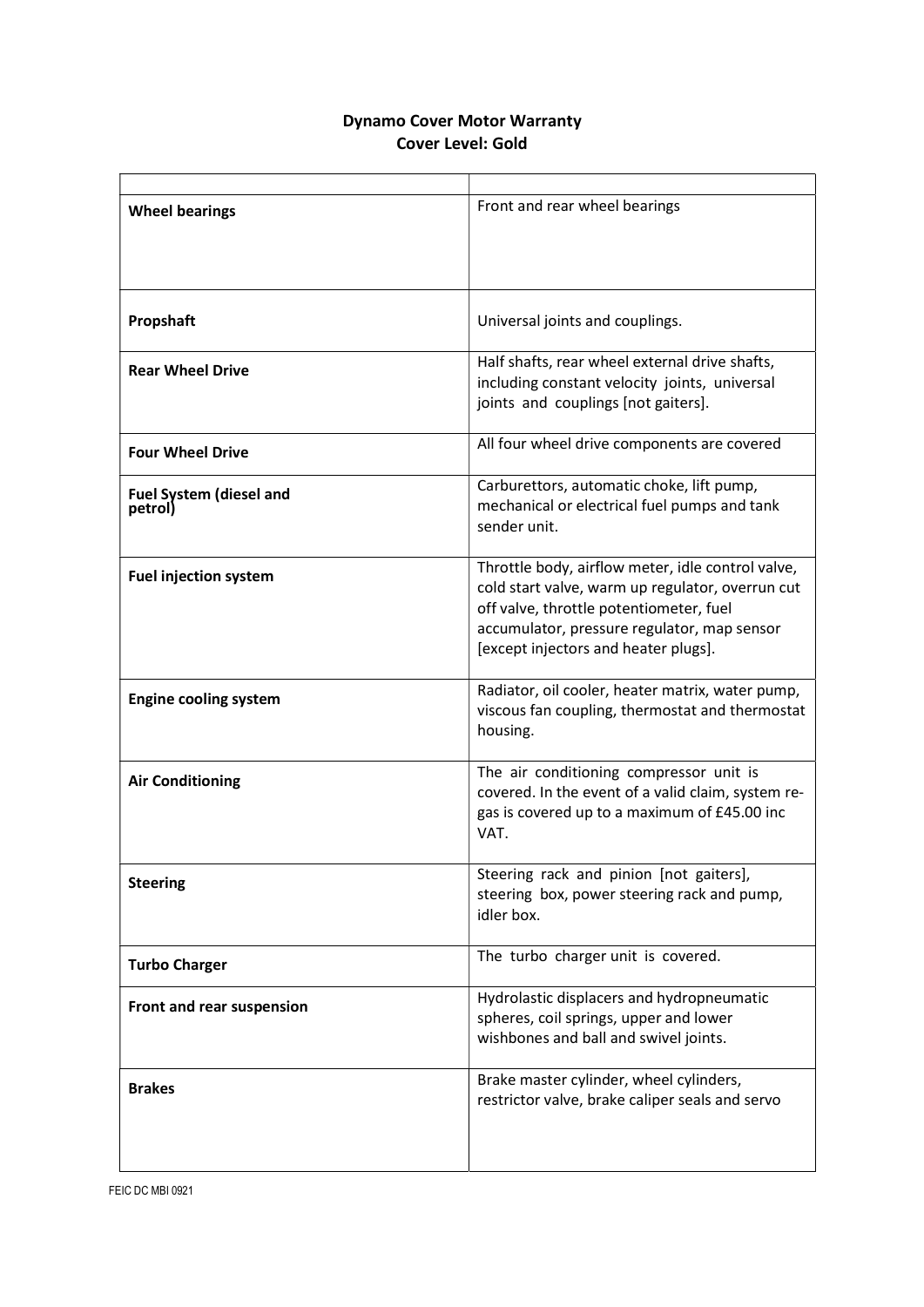# Dynamo Cover Motor Warranty
## Cover Level: Gold

| | |
|---|---|
| **Wheel bearings** | Front and rear wheel bearings |
| **Propshaft** | Universal joints and couplings. |
| **Rear Wheel Drive** | Half shafts, rear wheel external drive shafts, including constant velocity joints, universal joints and couplings [not gaiters]. |
| **Four Wheel Drive** | All four wheel drive components are covered |
| **Fuel System (diesel and petrol)** | Carburettors, automatic choke, lift pump, mechanical or electrical fuel pumps and tank sender unit. |
| **Fuel injection system** | Throttle body, airflow meter, idle control valve, cold start valve, warm up regulator, overrun cut off valve, throttle potentiometer, fuel accumulator, pressure regulator, map sensor [except injectors and heater plugs]. |
| **Engine cooling system** | Radiator, oil cooler, heater matrix, water pump, viscous fan coupling, thermostat and thermostat housing. |
| **Air Conditioning** | The air conditioning compressor unit is covered. In the event of a valid claim, system re-gas is covered up to a maximum of £45.00 inc VAT. |
| **Steering** | Steering rack and pinion [not gaiters], steering box, power steering rack and pump, idler box. |
| **Turbo Charger** | The turbo charger unit is covered. |
| **Front and rear suspension** | Hydrolastic displacers and hydropneumatic spheres, coil springs, upper and lower wishbones and ball and swivel joints. |
| **Brakes** | Brake master cylinder, wheel cylinders, restrictor valve, brake caliper seals and servo |

FEIC DC MBI 0921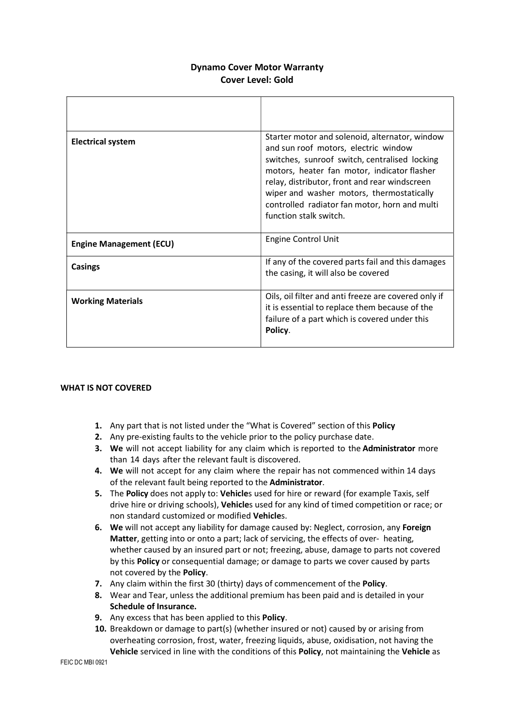# Dynamo Cover Motor Warranty
## Cover Level: Gold

| | |
|---|---|
| **Electrical system** | Starter motor and solenoid, alternator, window and sun roof motors, electric window switches, sunroof switch, centralised locking motors, heater fan motor, indicator flasher relay, distributor, front and rear windscreen wiper and washer motors, thermostatically controlled radiator fan motor, horn and multi function stalk switch. |
| **Engine Management (ECU)** | Engine Control Unit |
| **Casings** | If any of the covered parts fail and this damages the casing, it will also be covered |
| **Working Materials** | Oils, oil filter and anti freeze are covered only if it is essential to replace them because of the failure of a part which is covered under this **Policy**. |

**WHAT IS NOT COVERED**

1. Any part that is not listed under the "What is Covered" section of this **Policy**
2. Any pre-existing faults to the vehicle prior to the policy purchase date.
3. **We** will not accept liability for any claim which is reported to the **Administrator** more than 14 days after the relevant fault is discovered.
4. **We** will not accept for any claim where the repair has not commenced within 14 days of the relevant fault being reported to the **Administrator**.
5. The **Policy** does not apply to: **Vehicle**s used for hire or reward (for example Taxis, self drive hire or driving schools), **Vehicle**s used for any kind of timed competition or race; or non standard customized or modified **Vehicle**s.
6. **We** will not accept any liability for damage caused by: Neglect, corrosion, any **Foreign Matter**, getting into or onto a part; lack of servicing, the effects of over- heating, whether caused by an insured part or not; freezing, abuse, damage to parts not covered by this **Policy** or consequential damage; or damage to parts we cover caused by parts not covered by the **Policy**.
7. Any claim within the first 30 (thirty) days of commencement of the **Policy**.
8. Wear and Tear, unless the additional premium has been paid and is detailed in your **Schedule of Insurance.**
9. Any excess that has been applied to this **Policy**.
10. Breakdown or damage to part(s) (whether insured or not) caused by or arising from overheating corrosion, frost, water, freezing liquids, abuse, oxidisation, not having the **Vehicle** serviced in line with the conditions of this **Policy**, not maintaining the **Vehicle** as

FEIC DC MBI 0921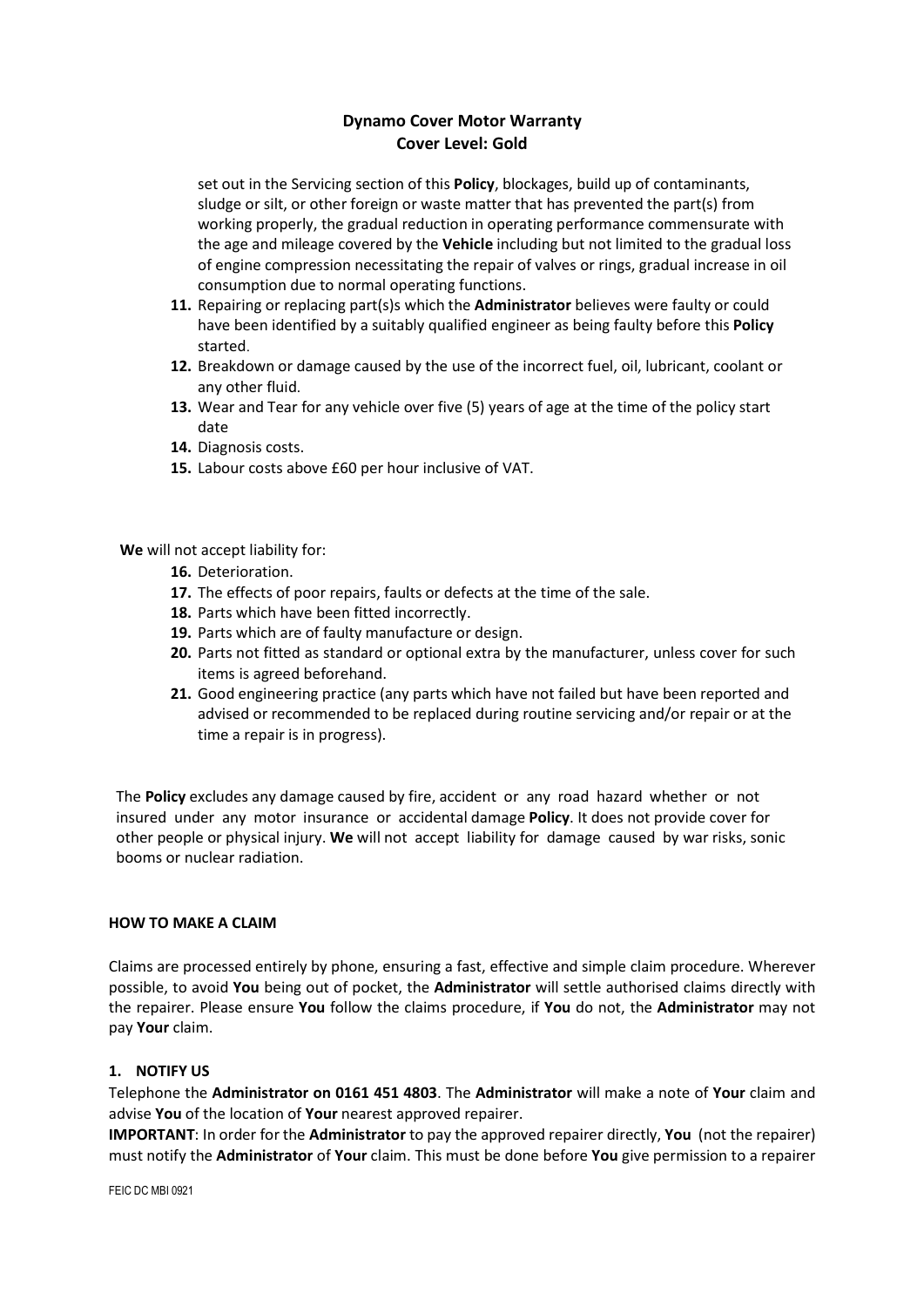set out in the Servicing section of this **Policy**, blockages, build up of contaminants, sludge or silt, or other foreign or waste matter that has prevented the part(s) from working properly, the gradual reduction in operating performance commensurate with the age and mileage covered by the **Vehicle** including but not limited to the gradual loss of engine compression necessitating the repair of valves or rings, gradual increase in oil consumption due to normal operating functions.

11. Repairing or replacing part(s)s which the **Administrator** believes were faulty or could have been identified by a suitably qualified engineer as being faulty before this **Policy** started.
12. Breakdown or damage caused by the use of the incorrect fuel, oil, lubricant, coolant or any other fluid.
13. Wear and Tear for any vehicle over five (5) years of age at the time of the policy start date
14. Diagnosis costs.
15. Labour costs above £60 per hour inclusive of VAT.

**We** will not accept liability for:

16. Deterioration.
17. The effects of poor repairs, faults or defects at the time of the sale.
18. Parts which have been fitted incorrectly.
19. Parts which are of faulty manufacture or design.
20. Parts not fitted as standard or optional extra by the manufacturer, unless cover for such items is agreed beforehand.
21. Good engineering practice (any parts which have not failed but have been reported and advised or recommended to be replaced during routine servicing and/or repair or at the time a repair is in progress).

The **Policy** excludes any damage caused by fire, accident or any road hazard whether or not insured under any motor insurance or accidental damage **Policy**. It does not provide cover for other people or physical injury. **We** will not accept liability for damage caused by war risks, sonic booms or nuclear radiation.

## HOW TO MAKE A CLAIM

Claims are processed entirely by phone, ensuring a fast, effective and simple claim procedure. Wherever possible, to avoid **You** being out of pocket, the **Administrator** will settle authorised claims directly with the repairer. Please ensure **You** follow the claims procedure, if **You** do not, the **Administrator** may not pay **Your** claim.

### 1. NOTIFY US

Telephone the **Administrator on 0161 451 4803**. The **Administrator** will make a note of **Your** claim and advise **You** of the location of **Your** nearest approved repairer.

**IMPORTANT**: In order for the **Administrator** to pay the approved repairer directly, **You** (not the repairer) must notify the **Administrator** of **Your** claim. This must be done before **You** give permission to a repairer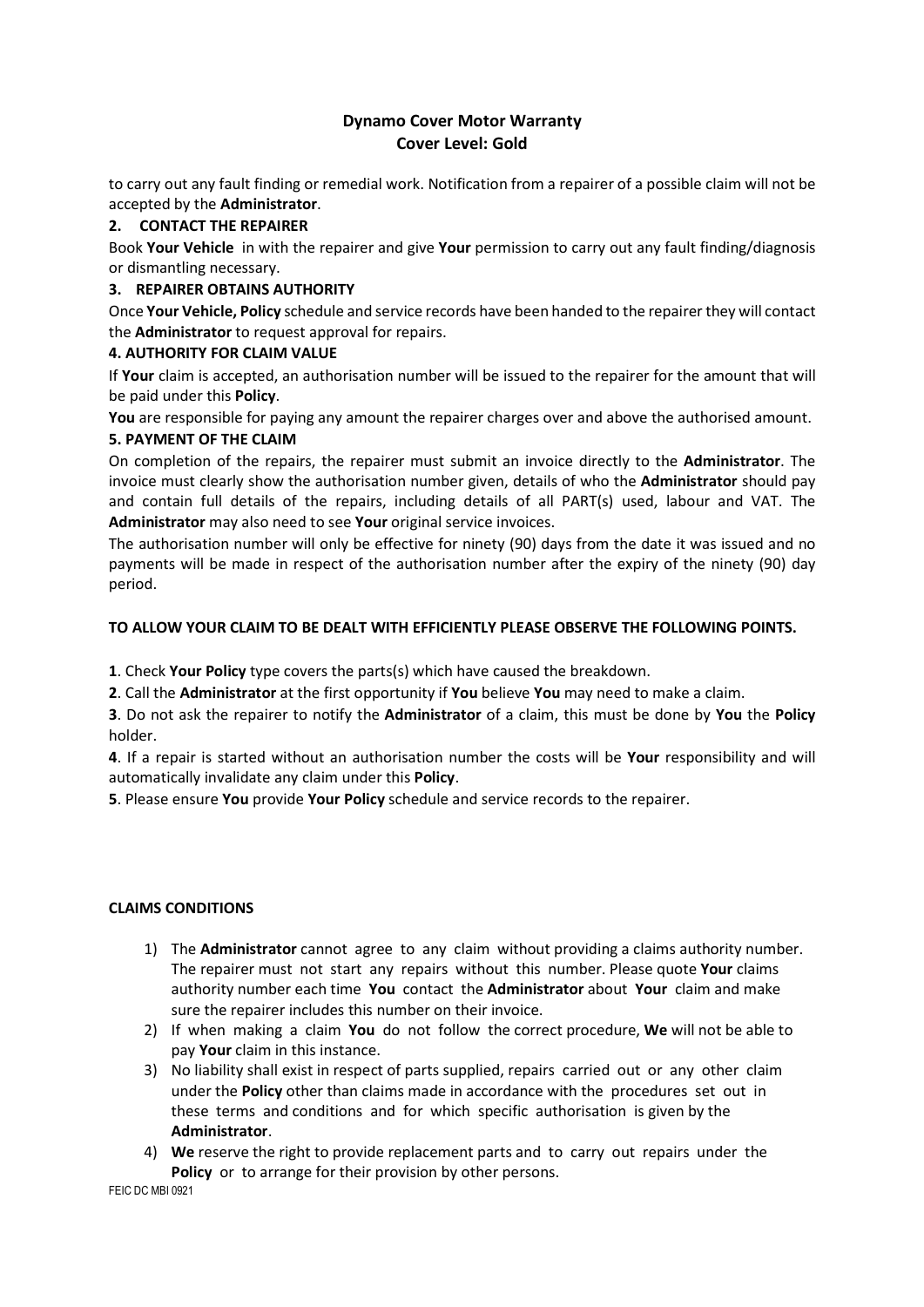**Dynamo Cover Motor Warranty**
**Cover Level: Gold**

to carry out any fault finding or remedial work. Notification from a repairer of a possible claim will not be accepted by the **Administrator**.

**2. CONTACT THE REPAIRER**

Book **Your Vehicle** in with the repairer and give **Your** permission to carry out any fault finding/diagnosis or dismantling necessary.

**3. REPAIRER OBTAINS AUTHORITY**

Once **Your Vehicle, Policy** schedule and service records have been handed to the repairer they will contact the **Administrator** to request approval for repairs.

**4. AUTHORITY FOR CLAIM VALUE**

If **Your** claim is accepted, an authorisation number will be issued to the repairer for the amount that will be paid under this **Policy**.

**You** are responsible for paying any amount the repairer charges over and above the authorised amount.

**5. PAYMENT OF THE CLAIM**

On completion of the repairs, the repairer must submit an invoice directly to the **Administrator**. The invoice must clearly show the authorisation number given, details of who the **Administrator** should pay and contain full details of the repairs, including details of all PART(s) used, labour and VAT. The **Administrator** may also need to see **Your** original service invoices.

The authorisation number will only be effective for ninety (90) days from the date it was issued and no payments will be made in respect of the authorisation number after the expiry of the ninety (90) day period.

**TO ALLOW YOUR CLAIM TO BE DEALT WITH EFFICIENTLY PLEASE OBSERVE THE FOLLOWING POINTS.**

**1**. Check **Your Policy** type covers the parts(s) which have caused the breakdown.

**2**. Call the **Administrator** at the first opportunity if **You** believe **You** may need to make a claim.

**3**. Do not ask the repairer to notify the **Administrator** of a claim, this must be done by **You** the **Policy** holder.

**4**. If a repair is started without an authorisation number the costs will be **Your** responsibility and will automatically invalidate any claim under this **Policy**.

**5**. Please ensure **You** provide **Your Policy** schedule and service records to the repairer.

**CLAIMS CONDITIONS**

1) The **Administrator** cannot agree to any claim without providing a claims authority number. The repairer must not start any repairs without this number. Please quote **Your** claims authority number each time **You** contact the **Administrator** about **Your** claim and make sure the repairer includes this number on their invoice.
2) If when making a claim **You** do not follow the correct procedure, **We** will not be able to pay **Your** claim in this instance.
3) No liability shall exist in respect of parts supplied, repairs carried out or any other claim under the **Policy** other than claims made in accordance with the procedures set out in these terms and conditions and for which specific authorisation is given by the **Administrator**.
4) **We** reserve the right to provide replacement parts and to carry out repairs under the **Policy** or to arrange for their provision by other persons.

FEIC DC MBI 0921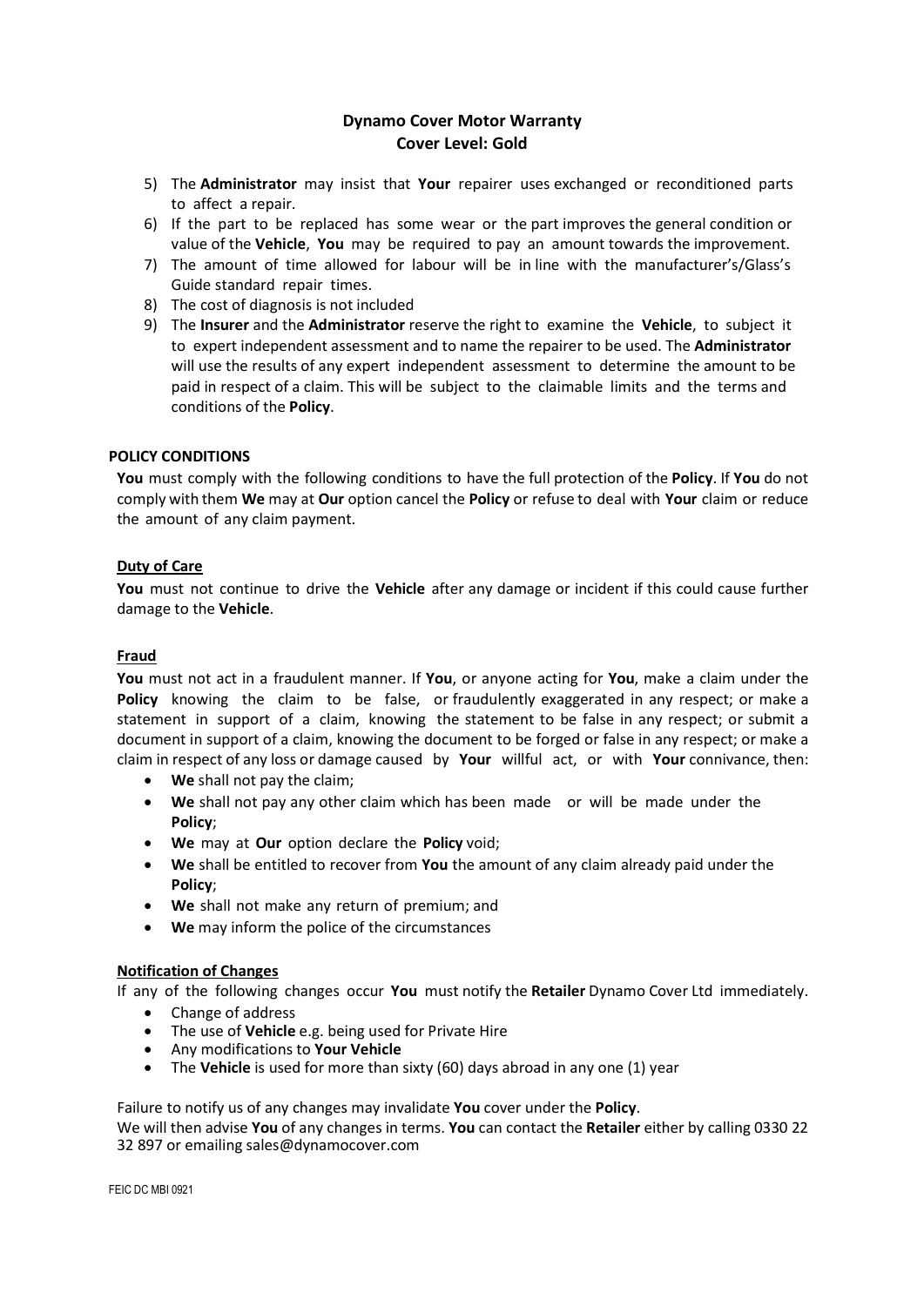**Dynamo Cover Motor Warranty**
**Cover Level: Gold**

5) The **Administrator** may insist that **Your** repairer uses exchanged or reconditioned parts to affect a repair.
6) If the part to be replaced has some wear or the part improves the general condition or value of the **Vehicle**, **You** may be required to pay an amount towards the improvement.
7) The amount of time allowed for labour will be in line with the manufacturer's/Glass's Guide standard repair times.
8) The cost of diagnosis is not included
9) The **Insurer** and the **Administrator** reserve the right to examine the **Vehicle**, to subject it to expert independent assessment and to name the repairer to be used. The **Administrator** will use the results of any expert independent assessment to determine the amount to be paid in respect of a claim. This will be subject to the claimable limits and the terms and conditions of the **Policy**.

## POLICY CONDITIONS

**You** must comply with the following conditions to have the full protection of the **Policy**. If **You** do not comply with them **We** may at **Our** option cancel the **Policy** or refuse to deal with **Your** claim or reduce the amount of any claim payment.

### Duty of Care

**You** must not continue to drive the **Vehicle** after any damage or incident if this could cause further damage to the **Vehicle**.

### Fraud

**You** must not act in a fraudulent manner. If **You**, or anyone acting for **You**, make a claim under the **Policy** knowing the claim to be false, or fraudulently exaggerated in any respect; or make a statement in support of a claim, knowing the statement to be false in any respect; or submit a document in support of a claim, knowing the document to be forged or false in any respect; or make a claim in respect of any loss or damage caused by **Your** willful act, or with **Your** connivance, then:

- **We** shall not pay the claim;
- **We** shall not pay any other claim which has been made or will be made under the **Policy**;
- **We** may at **Our** option declare the **Policy** void;
- **We** shall be entitled to recover from **You** the amount of any claim already paid under the **Policy**;
- **We** shall not make any return of premium; and
- **We** may inform the police of the circumstances

### Notification of Changes

If any of the following changes occur **You** must notify the **Retailer** Dynamo Cover Ltd immediately.

- Change of address
- The use of **Vehicle** e.g. being used for Private Hire
- Any modifications to **Your Vehicle**
- The **Vehicle** is used for more than sixty (60) days abroad in any one (1) year

Failure to notify us of any changes may invalidate **You** cover under the **Policy**.
We will then advise **You** of any changes in terms. **You** can contact the **Retailer** either by calling 0330 22 32 897 or emailing sales@dynamocover.com

FEIC DC MBI 0921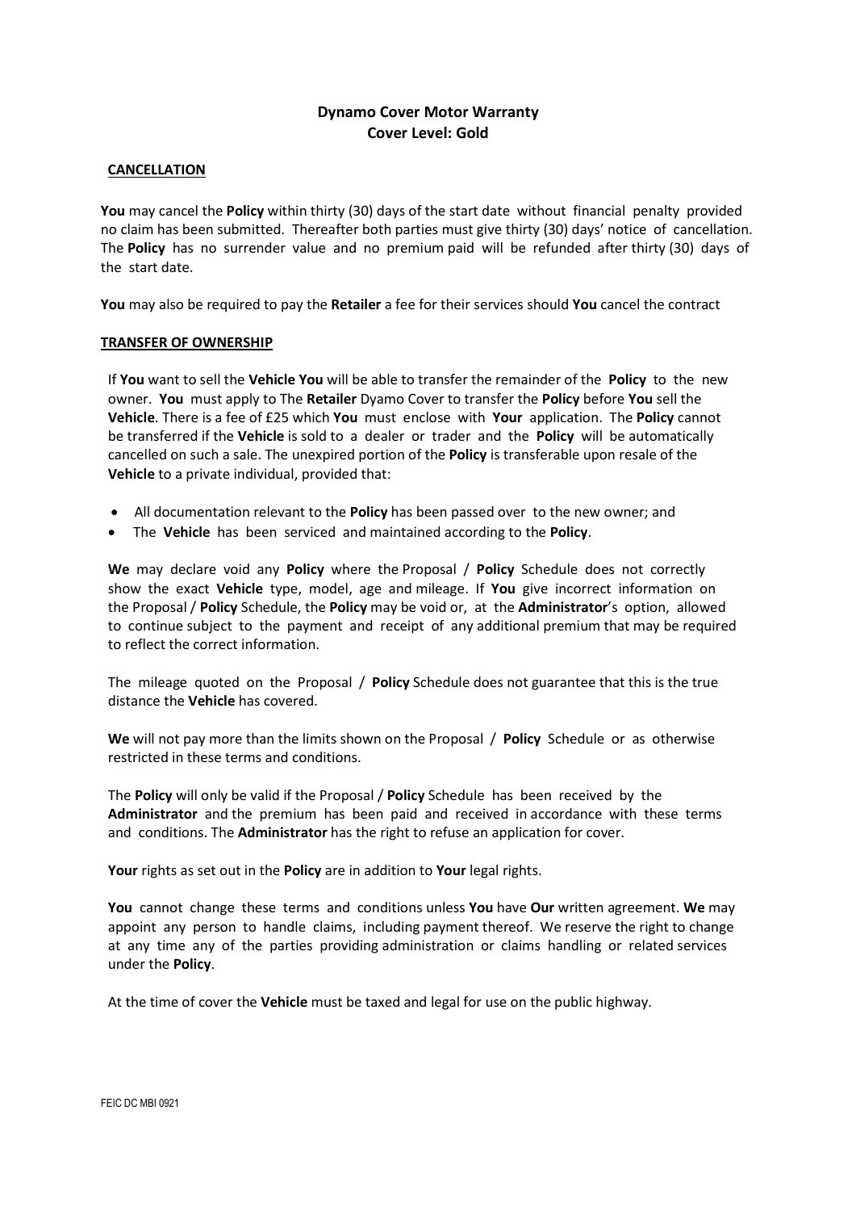**Dynamo Cover Motor Warranty**
**Cover Level: Gold**

## CANCELLATION

**You** may cancel the **Policy** within thirty (30) days of the start date without financial penalty provided no claim has been submitted. Thereafter both parties must give thirty (30) days' notice of cancellation. The **Policy** has no surrender value and no premium paid will be refunded after thirty (30) days of the start date.

**You** may also be required to pay the **Retailer** a fee for their services should **You** cancel the contract

## TRANSFER OF OWNERSHIP

If **You** want to sell the **Vehicle You** will be able to transfer the remainder of the **Policy** to the new owner. **You** must apply to The **Retailer** Dyamo Cover to transfer the **Policy** before **You** sell the **Vehicle**. There is a fee of £25 which **You** must enclose with **Your** application. The **Policy** cannot be transferred if the **Vehicle** is sold to a dealer or trader and the **Policy** will be automatically cancelled on such a sale. The unexpired portion of the **Policy** is transferable upon resale of the **Vehicle** to a private individual, provided that:

- All documentation relevant to the **Policy** has been passed over to the new owner; and
- The **Vehicle** has been serviced and maintained according to the **Policy**.

**We** may declare void any **Policy** where the Proposal / **Policy** Schedule does not correctly show the exact **Vehicle** type, model, age and mileage. If **You** give incorrect information on the Proposal / **Policy** Schedule, the **Policy** may be void or, at the **Administrator**'s option, allowed to continue subject to the payment and receipt of any additional premium that may be required to reflect the correct information.

The mileage quoted on the Proposal / **Policy** Schedule does not guarantee that this is the true distance the **Vehicle** has covered.

**We** will not pay more than the limits shown on the Proposal / **Policy** Schedule or as otherwise restricted in these terms and conditions.

The **Policy** will only be valid if the Proposal / **Policy** Schedule has been received by the **Administrator** and the premium has been paid and received in accordance with these terms and conditions. The **Administrator** has the right to refuse an application for cover.

**Your** rights as set out in the **Policy** are in addition to **Your** legal rights.

**You** cannot change these terms and conditions unless **You** have **Our** written agreement. **We** may appoint any person to handle claims, including payment thereof. We reserve the right to change at any time any of the parties providing administration or claims handling or related services under the **Policy**.

At the time of cover the **Vehicle** must be taxed and legal for use on the public highway.

FEIC DC MBI 0921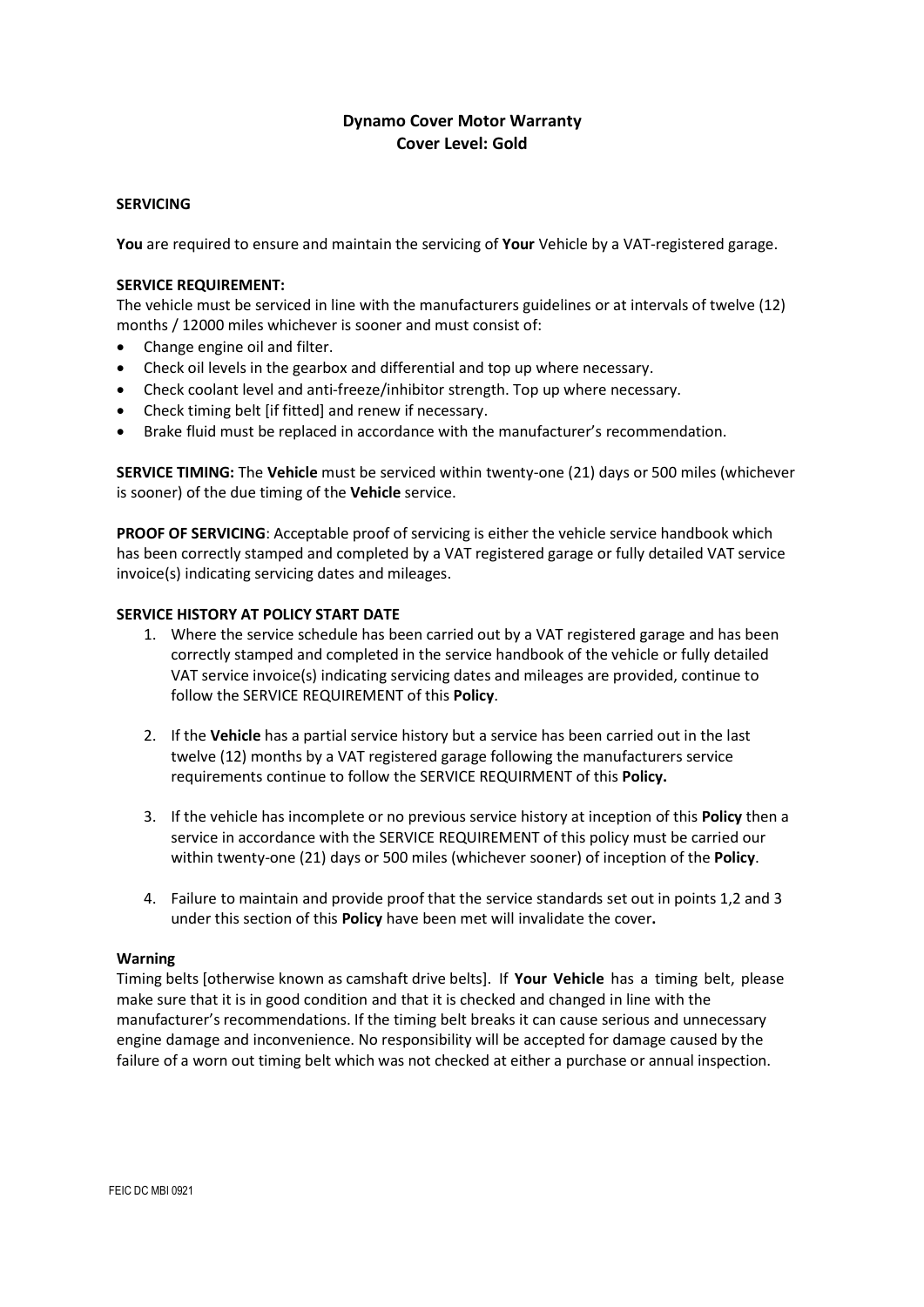**Dynamo Cover Motor Warranty**
**Cover Level: Gold**

**SERVICING**

**You** are required to ensure and maintain the servicing of **Your** Vehicle by a VAT-registered garage.

**SERVICE REQUIREMENT:**
The vehicle must be serviced in line with the manufacturers guidelines or at intervals of twelve (12) months / 12000 miles whichever is sooner and must consist of:

- Change engine oil and filter.
- Check oil levels in the gearbox and differential and top up where necessary.
- Check coolant level and anti-freeze/inhibitor strength. Top up where necessary.
- Check timing belt [if fitted] and renew if necessary.
- Brake fluid must be replaced in accordance with the manufacturer's recommendation.

**SERVICE TIMING:** The **Vehicle** must be serviced within twenty-one (21) days or 500 miles (whichever is sooner) of the due timing of the **Vehicle** service.

**PROOF OF SERVICING**: Acceptable proof of servicing is either the vehicle service handbook which has been correctly stamped and completed by a VAT registered garage or fully detailed VAT service invoice(s) indicating servicing dates and mileages.

**SERVICE HISTORY AT POLICY START DATE**

1. Where the service schedule has been carried out by a VAT registered garage and has been correctly stamped and completed in the service handbook of the vehicle or fully detailed VAT service invoice(s) indicating servicing dates and mileages are provided, continue to follow the SERVICE REQUIREMENT of this **Policy**.

2. If the **Vehicle** has a partial service history but a service has been carried out in the last twelve (12) months by a VAT registered garage following the manufacturers service requirements continue to follow the SERVICE REQUIRMENT of this **Policy.**

3. If the vehicle has incomplete or no previous service history at inception of this **Policy** then a service in accordance with the SERVICE REQUIREMENT of this policy must be carried our within twenty-one (21) days or 500 miles (whichever sooner) of inception of the **Policy**.

4. Failure to maintain and provide proof that the service standards set out in points 1,2 and 3 under this section of this **Policy** have been met will invalidate the cover**.**

**Warning**
Timing belts [otherwise known as camshaft drive belts]. If **Your Vehicle** has a timing belt, please make sure that it is in good condition and that it is checked and changed in line with the manufacturer's recommendations. If the timing belt breaks it can cause serious and unnecessary engine damage and inconvenience. No responsibility will be accepted for damage caused by the failure of a worn out timing belt which was not checked at either a purchase or annual inspection.

FEIC DC MBI 0921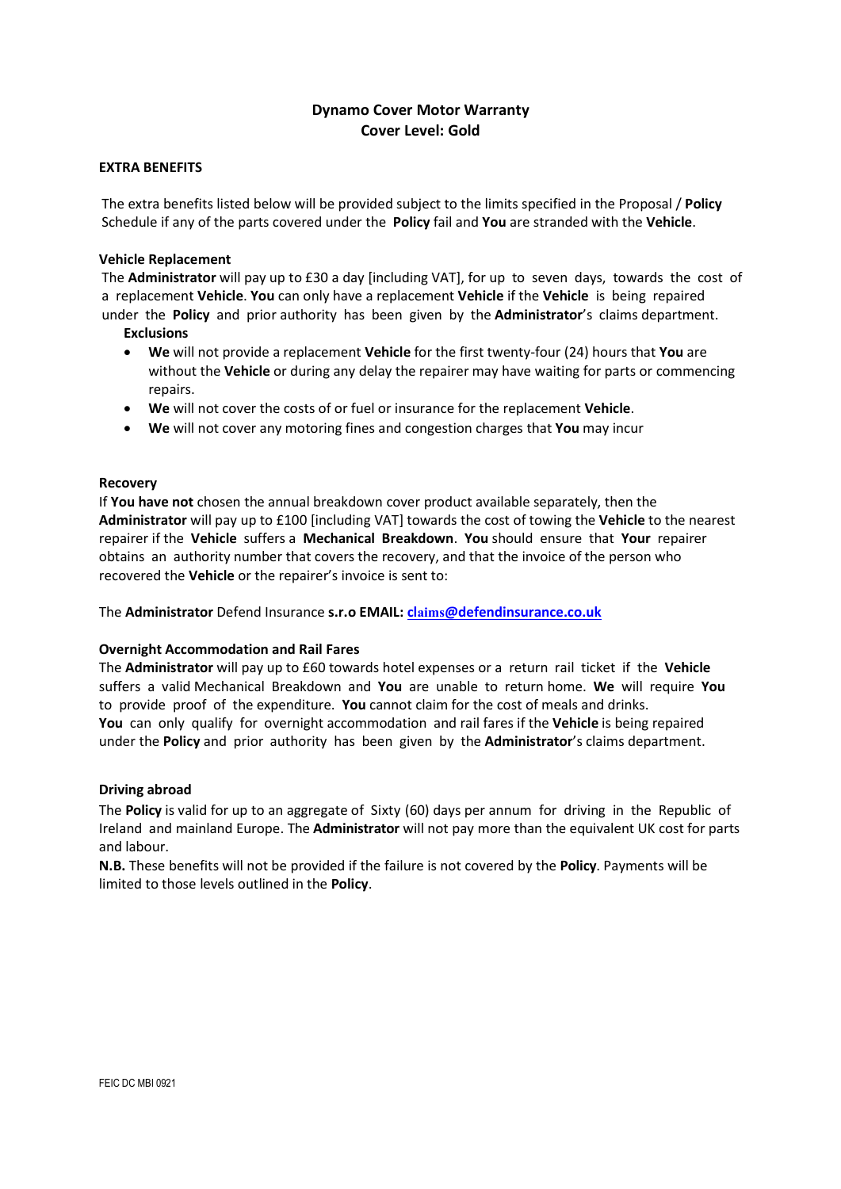**Dynamo Cover Motor Warranty**
**Cover Level: Gold**

**EXTRA BENEFITS**

The extra benefits listed below will be provided subject to the limits specified in the Proposal / **Policy** Schedule if any of the parts covered under the **Policy** fail and **You** are stranded with the **Vehicle**.

**Vehicle Replacement**

The **Administrator** will pay up to £30 a day [including VAT], for up to seven days, towards the cost of a replacement **Vehicle**. **You** can only have a replacement **Vehicle** if the **Vehicle** is being repaired under the **Policy** and prior authority has been given by the **Administrator**'s claims department.

**Exclusions**

- **We** will not provide a replacement **Vehicle** for the first twenty-four (24) hours that **You** are without the **Vehicle** or during any delay the repairer may have waiting for parts or commencing repairs.
- **We** will not cover the costs of or fuel or insurance for the replacement **Vehicle**.
- **We** will not cover any motoring fines and congestion charges that **You** may incur

**Recovery**

If **You have not** chosen the annual breakdown cover product available separately, then the **Administrator** will pay up to £100 [including VAT] towards the cost of towing the **Vehicle** to the nearest repairer if the **Vehicle** suffers a **Mechanical Breakdown**. **You** should ensure that **Your** repairer obtains an authority number that covers the recovery, and that the invoice of the person who recovered the **Vehicle** or the repairer's invoice is sent to:

The **Administrator** Defend Insurance **s.r.o EMAIL: claims@defendinsurance.co.uk**

**Overnight Accommodation and Rail Fares**

The **Administrator** will pay up to £60 towards hotel expenses or a return rail ticket if the **Vehicle** suffers a valid Mechanical Breakdown and **You** are unable to return home. **We** will require **You** to provide proof of the expenditure. **You** cannot claim for the cost of meals and drinks.
**You** can only qualify for overnight accommodation and rail fares if the **Vehicle** is being repaired under the **Policy** and prior authority has been given by the **Administrator**'s claims department.

**Driving abroad**

The **Policy** is valid for up to an aggregate of Sixty (60) days per annum for driving in the Republic of Ireland and mainland Europe. The **Administrator** will not pay more than the equivalent UK cost for parts and labour.
**N.B.** These benefits will not be provided if the failure is not covered by the **Policy**. Payments will be limited to those levels outlined in the **Policy**.

FEIC DC MBI 0921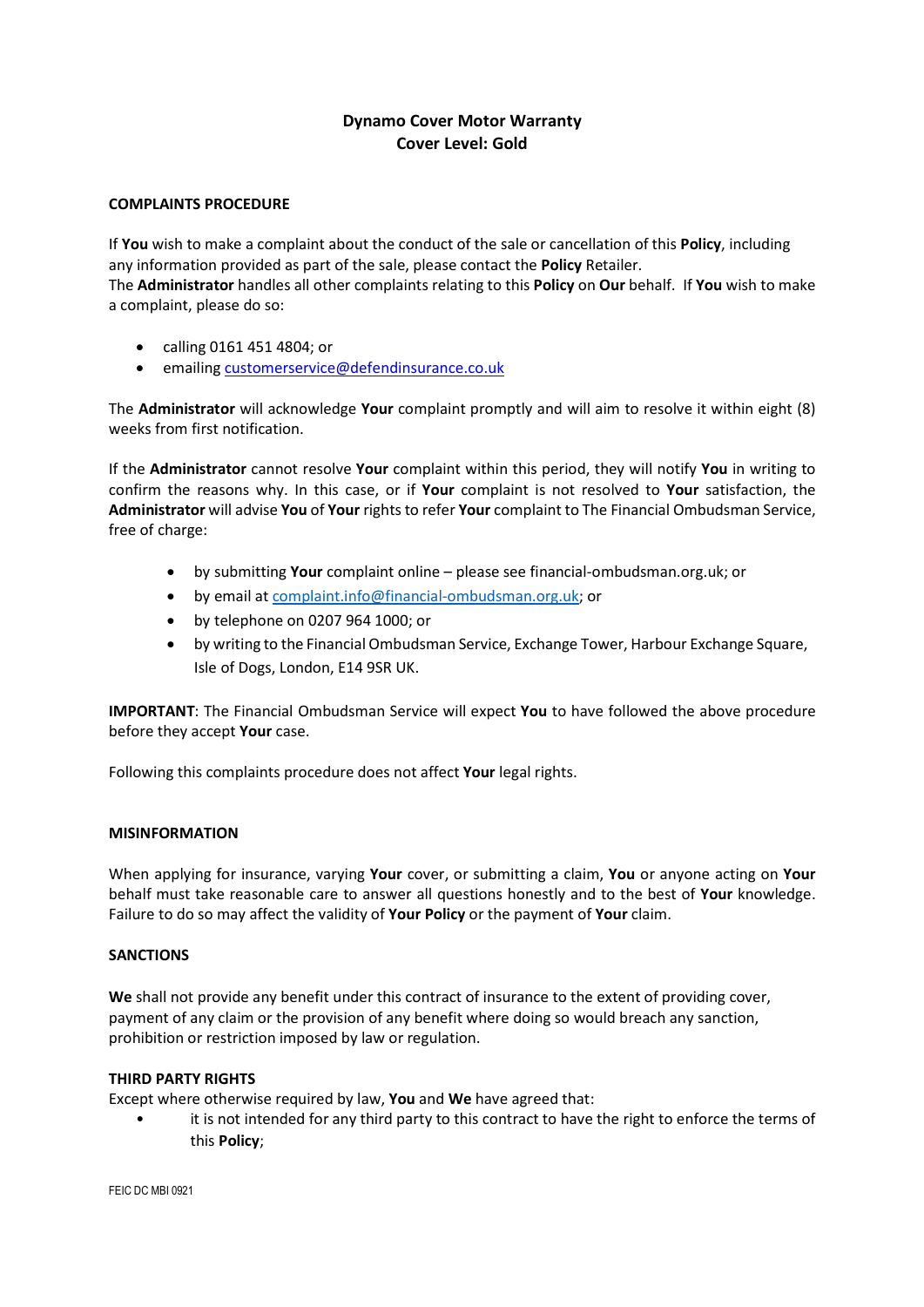# Dynamo Cover Motor Warranty
## Cover Level: Gold

**COMPLAINTS PROCEDURE**

If **You** wish to make a complaint about the conduct of the sale or cancellation of this **Policy**, including any information provided as part of the sale, please contact the **Policy** Retailer.
The **Administrator** handles all other complaints relating to this **Policy** on **Our** behalf. If **You** wish to make a complaint, please do so:

- calling 0161 451 4804; or
- emailing customerservice@defendinsurance.co.uk

The **Administrator** will acknowledge **Your** complaint promptly and will aim to resolve it within eight (8) weeks from first notification.

If the **Administrator** cannot resolve **Your** complaint within this period, they will notify **You** in writing to confirm the reasons why. In this case, or if **Your** complaint is not resolved to **Your** satisfaction, the **Administrator** will advise **You** of **Your** rights to refer **Your** complaint to The Financial Ombudsman Service, free of charge:

- by submitting **Your** complaint online – please see financial-ombudsman.org.uk; or
- by email at complaint.info@financial-ombudsman.org.uk; or
- by telephone on 0207 964 1000; or
- by writing to the Financial Ombudsman Service, Exchange Tower, Harbour Exchange Square, Isle of Dogs, London, E14 9SR UK.

**IMPORTANT**: The Financial Ombudsman Service will expect **You** to have followed the above procedure before they accept **Your** case.

Following this complaints procedure does not affect **Your** legal rights.

**MISINFORMATION**

When applying for insurance, varying **Your** cover, or submitting a claim, **You** or anyone acting on **Your** behalf must take reasonable care to answer all questions honestly and to the best of **Your** knowledge. Failure to do so may affect the validity of **Your Policy** or the payment of **Your** claim.

**SANCTIONS**

**We** shall not provide any benefit under this contract of insurance to the extent of providing cover, payment of any claim or the provision of any benefit where doing so would breach any sanction, prohibition or restriction imposed by law or regulation.

**THIRD PARTY RIGHTS**

Except where otherwise required by law, **You** and **We** have agreed that:

- it is not intended for any third party to this contract to have the right to enforce the terms of this **Policy**;

FEIC DC MBI 0921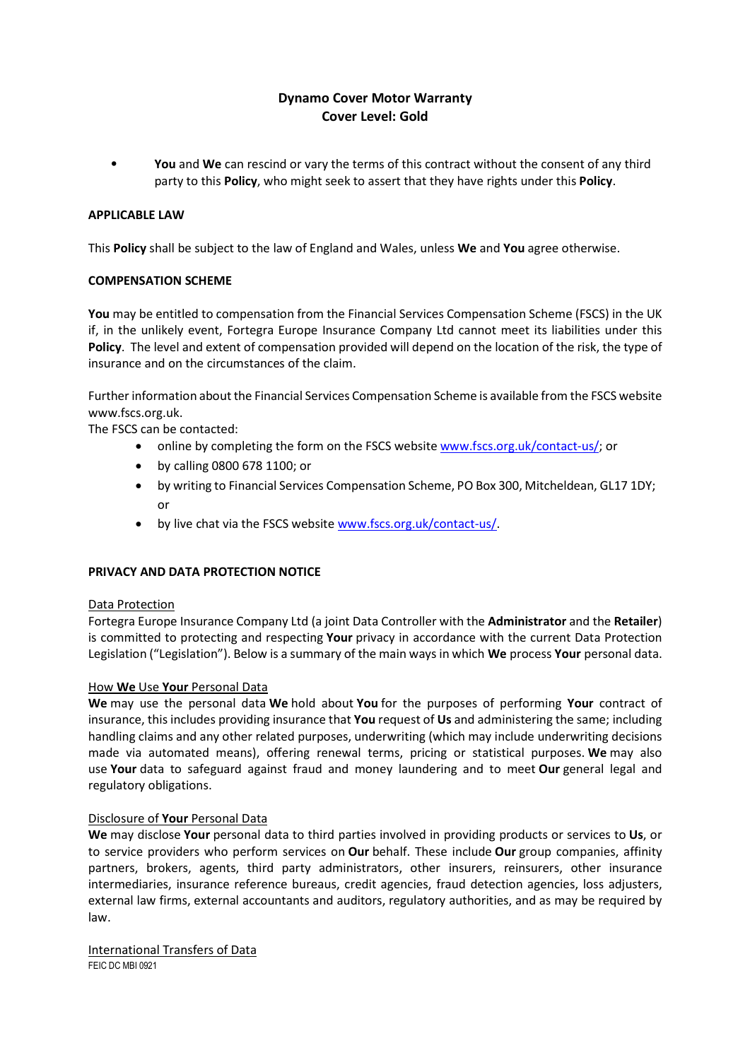**Dynamo Cover Motor Warranty**
**Cover Level: Gold**

- **You** and **We** can rescind or vary the terms of this contract without the consent of any third party to this **Policy**, who might seek to assert that they have rights under this **Policy**.

**APPLICABLE LAW**

This **Policy** shall be subject to the law of England and Wales, unless **We** and **You** agree otherwise.

**COMPENSATION SCHEME**

**You** may be entitled to compensation from the Financial Services Compensation Scheme (FSCS) in the UK if, in the unlikely event, Fortegra Europe Insurance Company Ltd cannot meet its liabilities under this **Policy**. The level and extent of compensation provided will depend on the location of the risk, the type of insurance and on the circumstances of the claim.

Further information about the Financial Services Compensation Scheme is available from the FSCS website www.fscs.org.uk.
The FSCS can be contacted:

- online by completing the form on the FSCS website www.fscs.org.uk/contact-us/; or
- by calling 0800 678 1100; or
- by writing to Financial Services Compensation Scheme, PO Box 300, Mitcheldean, GL17 1DY; or
- by live chat via the FSCS website www.fscs.org.uk/contact-us/.

**PRIVACY AND DATA PROTECTION NOTICE**

Data Protection
Fortegra Europe Insurance Company Ltd (a joint Data Controller with the **Administrator** and the **Retailer**) is committed to protecting and respecting **Your** privacy in accordance with the current Data Protection Legislation ("Legislation"). Below is a summary of the main ways in which **We** process **Your** personal data.

How **We** Use **Your** Personal Data
**We** may use the personal data **We** hold about **You** for the purposes of performing **Your** contract of insurance, this includes providing insurance that **You** request of **Us** and administering the same; including handling claims and any other related purposes, underwriting (which may include underwriting decisions made via automated means), offering renewal terms, pricing or statistical purposes. **We** may also use **Your** data to safeguard against fraud and money laundering and to meet **Our** general legal and regulatory obligations.

Disclosure of **Your** Personal Data
**We** may disclose **Your** personal data to third parties involved in providing products or services to **Us**, or to service providers who perform services on **Our** behalf. These include **Our** group companies, affinity partners, brokers, agents, third party administrators, other insurers, reinsurers, other insurance intermediaries, insurance reference bureaus, credit agencies, fraud detection agencies, loss adjusters, external law firms, external accountants and auditors, regulatory authorities, and as may be required by law.

International Transfers of Data

FEIC DC MBI 0921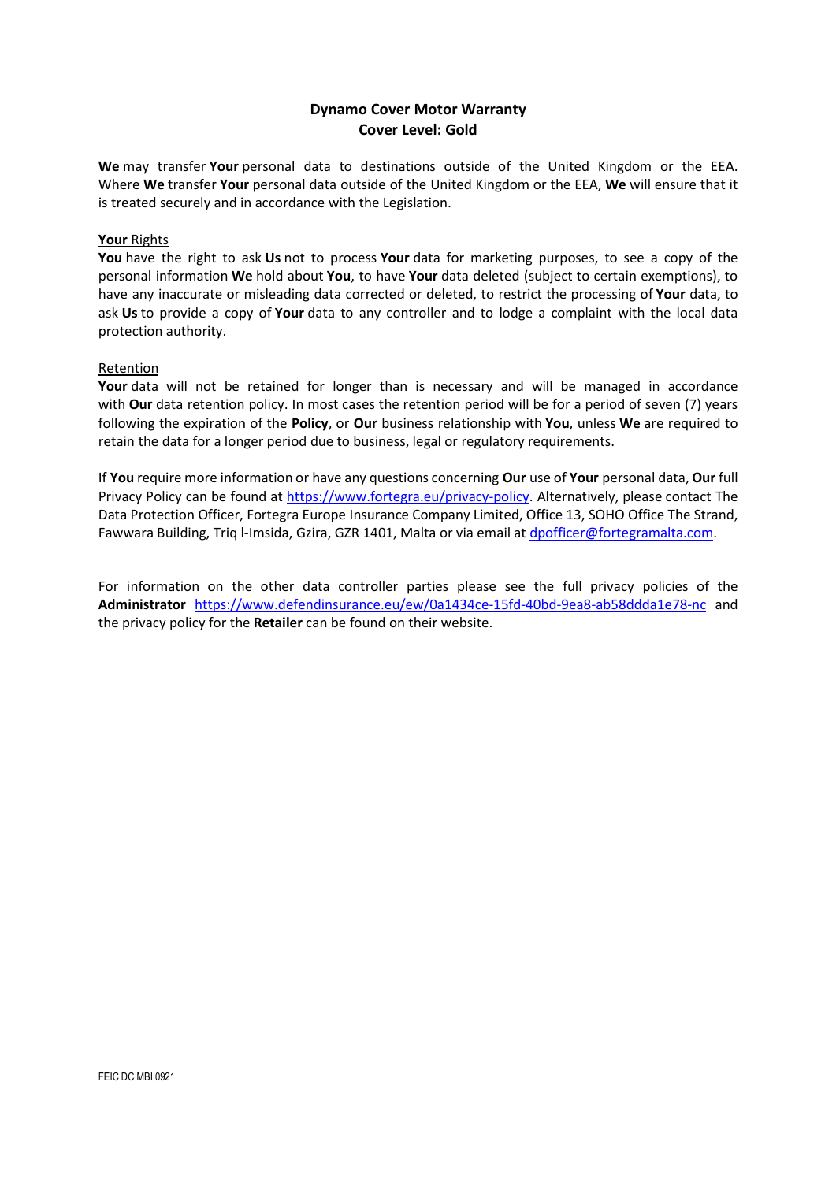**Dynamo Cover Motor Warranty**
**Cover Level: Gold**

**We** may transfer **Your** personal data to destinations outside of the United Kingdom or the EEA. Where **We** transfer **Your** personal data outside of the United Kingdom or the EEA, **We** will ensure that it is treated securely and in accordance with the Legislation.

**Your** Rights

**You** have the right to ask **Us** not to process **Your** data for marketing purposes, to see a copy of the personal information **We** hold about **You**, to have **Your** data deleted (subject to certain exemptions), to have any inaccurate or misleading data corrected or deleted, to restrict the processing of **Your** data, to ask **Us** to provide a copy of **Your** data to any controller and to lodge a complaint with the local data protection authority.

Retention

**Your** data will not be retained for longer than is necessary and will be managed in accordance with **Our** data retention policy. In most cases the retention period will be for a period of seven (7) years following the expiration of the **Policy**, or **Our** business relationship with **You**, unless **We** are required to retain the data for a longer period due to business, legal or regulatory requirements.

If **You** require more information or have any questions concerning **Our** use of **Your** personal data, **Our** full Privacy Policy can be found at https://www.fortegra.eu/privacy-policy. Alternatively, please contact The Data Protection Officer, Fortegra Europe Insurance Company Limited, Office 13, SOHO Office The Strand, Fawwara Building, Triq l-Imsida, Gzira, GZR 1401, Malta or via email at dpofficer@fortegramalta.com.

For information on the other data controller parties please see the full privacy policies of the **Administrator** https://www.defendinsurance.eu/ew/0a1434ce-15fd-40bd-9ea8-ab58ddda1e78-nc and the privacy policy for the **Retailer** can be found on their website.

FEIC DC MBI 0921